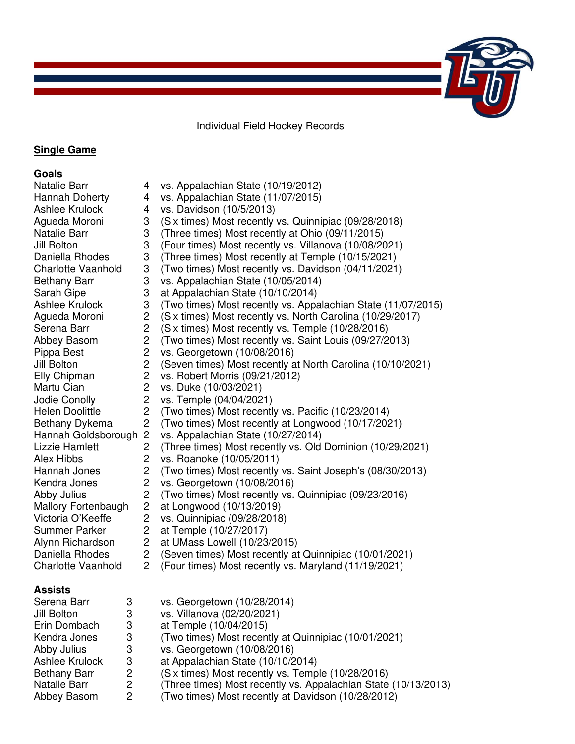Individual Field Hockey Records

## Single Game

### Goals

| | | |
|---|---|---|
| Natalie Barr | 4 | vs. Appalachian State (10/19/2012) |
| Hannah Doherty | 4 | vs. Appalachian State (11/07/2015) |
| Ashlee Krulock | 4 | vs. Davidson (10/5/2013) |
| Agueda Moroni | 3 | (Six times) Most recently vs. Quinnipiac (09/28/2018) |
| Natalie Barr | 3 | (Three times) Most recently at Ohio (09/11/2015) |
| Jill Bolton | 3 | (Four times) Most recently vs. Villanova (10/08/2021) |
| Daniella Rhodes | 3 | (Three times) Most recently at Temple (10/15/2021) |
| Charlotte Vaanhold | 3 | (Two times) Most recently vs. Davidson (04/11/2021) |
| Bethany Barr | 3 | vs. Appalachian State (10/05/2014) |
| Sarah Gipe | 3 | at Appalachian State (10/10/2014) |
| Ashlee Krulock | 3 | (Two times) Most recently vs. Appalachian State (11/07/2015) |
| Agueda Moroni | 2 | (Six times) Most recently vs. North Carolina (10/29/2017) |
| Serena Barr | 2 | (Six times) Most recently vs. Temple (10/28/2016) |
| Abbey Basom | 2 | (Two times) Most recently vs. Saint Louis (09/27/2013) |
| Pippa Best | 2 | vs. Georgetown (10/08/2016) |
| Jill Bolton | 2 | (Seven times) Most recently at North Carolina (10/10/2021) |
| Elly Chipman | 2 | vs. Robert Morris (09/21/2012) |
| Martu Cian | 2 | vs. Duke (10/03/2021) |
| Jodie Conolly | 2 | vs. Temple (04/04/2021) |
| Helen Doolittle | 2 | (Two times) Most recently vs. Pacific (10/23/2014) |
| Bethany Dykema | 2 | (Two times) Most recently at Longwood (10/17/2021) |
| Hannah Goldsborough | 2 | vs. Appalachian State (10/27/2014) |
| Lizzie Hamlett | 2 | (Three times) Most recently vs. Old Dominion (10/29/2021) |
| Alex Hibbs | 2 | vs. Roanoke (10/05/2011) |
| Hannah Jones | 2 | (Two times) Most recently vs. Saint Joseph's (08/30/2013) |
| Kendra Jones | 2 | vs. Georgetown (10/08/2016) |
| Abby Julius | 2 | (Two times) Most recently vs. Quinnipiac (09/23/2016) |
| Mallory Fortenbaugh | 2 | at Longwood (10/13/2019) |
| Victoria O'Keeffe | 2 | vs. Quinnipiac (09/28/2018) |
| Summer Parker | 2 | at Temple (10/27/2017) |
| Alynn Richardson | 2 | at UMass Lowell (10/23/2015) |
| Daniella Rhodes | 2 | (Seven times) Most recently at Quinnipiac (10/01/2021) |
| Charlotte Vaanhold | 2 | (Four times) Most recently vs. Maryland (11/19/2021) |

### Assists

| | | |
|---|---|---|
| Serena Barr | 3 | vs. Georgetown (10/28/2014) |
| Jill Bolton | 3 | vs. Villanova (02/20/2021) |
| Erin Dombach | 3 | at Temple (10/04/2015) |
| Kendra Jones | 3 | (Two times) Most recently at Quinnipiac (10/01/2021) |
| Abby Julius | 3 | vs. Georgetown (10/08/2016) |
| Ashlee Krulock | 3 | at Appalachian State (10/10/2014) |
| Bethany Barr | 2 | (Six times) Most recently vs. Temple (10/28/2016) |
| Natalie Barr | 2 | (Three times) Most recently vs. Appalachian State (10/13/2013) |
| Abbey Basom | 2 | (Two times) Most recently at Davidson (10/28/2012) |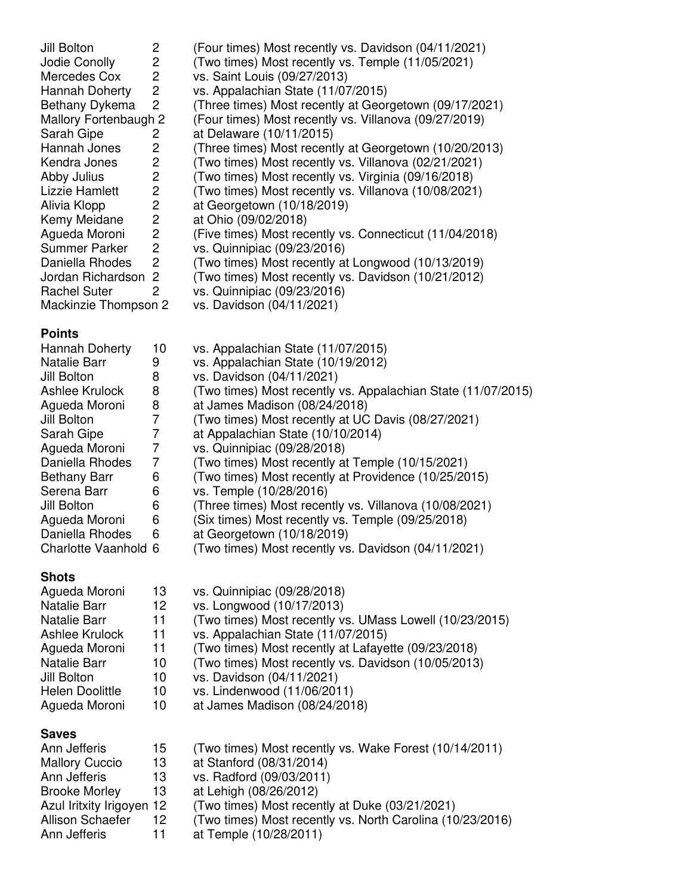| | | |
|---|---|---|
| Jill Bolton | 2 | (Four times) Most recently vs. Davidson (04/11/2021) |
| Jodie Conolly | 2 | (Two times) Most recently vs. Temple (11/05/2021) |
| Mercedes Cox | 2 | vs. Saint Louis (09/27/2013) |
| Hannah Doherty | 2 | vs. Appalachian State (11/07/2015) |
| Bethany Dykema | 2 | (Three times) Most recently at Georgetown (09/17/2021) |
| Mallory Fortenbaugh | 2 | (Four times) Most recently vs. Villanova (09/27/2019) |
| Sarah Gipe | 2 | at Delaware (10/11/2015) |
| Hannah Jones | 2 | (Three times) Most recently at Georgetown (10/20/2013) |
| Kendra Jones | 2 | (Two times) Most recently vs. Villanova (02/21/2021) |
| Abby Julius | 2 | (Two times) Most recently vs. Virginia (09/16/2018) |
| Lizzie Hamlett | 2 | (Two times) Most recently vs. Villanova (10/08/2021) |
| Alivia Klopp | 2 | at Georgetown (10/18/2019) |
| Kemy Meidane | 2 | at Ohio (09/02/2018) |
| Agueda Moroni | 2 | (Five times) Most recently vs. Connecticut (11/04/2018) |
| Summer Parker | 2 | vs. Quinnipiac (09/23/2016) |
| Daniella Rhodes | 2 | (Two times) Most recently at Longwood (10/13/2019) |
| Jordan Richardson | 2 | (Two times) Most recently vs. Davidson (10/21/2012) |
| Rachel Suter | 2 | vs. Quinnipiac (09/23/2016) |
| Mackinzie Thompson | 2 | vs. Davidson (04/11/2021) |

**Points**

| | | |
|---|---|---|
| Hannah Doherty | 10 | vs. Appalachian State (11/07/2015) |
| Natalie Barr | 9 | vs. Appalachian State (10/19/2012) |
| Jill Bolton | 8 | vs. Davidson (04/11/2021) |
| Ashlee Krulock | 8 | (Two times) Most recently vs. Appalachian State (11/07/2015) |
| Agueda Moroni | 8 | at James Madison (08/24/2018) |
| Jill Bolton | 7 | (Two times) Most recently at UC Davis (08/27/2021) |
| Sarah Gipe | 7 | at Appalachian State (10/10/2014) |
| Agueda Moroni | 7 | vs. Quinnipiac (09/28/2018) |
| Daniella Rhodes | 7 | (Two times) Most recently at Temple (10/15/2021) |
| Bethany Barr | 6 | (Two times) Most recently at Providence (10/25/2015) |
| Serena Barr | 6 | vs. Temple (10/28/2016) |
| Jill Bolton | 6 | (Three times) Most recently vs. Villanova (10/08/2021) |
| Agueda Moroni | 6 | (Six times) Most recently vs. Temple (09/25/2018) |
| Daniella Rhodes | 6 | at Georgetown (10/18/2019) |
| Charlotte Vaanhold | 6 | (Two times) Most recently vs. Davidson (04/11/2021) |

**Shots**

| | | |
|---|---|---|
| Agueda Moroni | 13 | vs. Quinnipiac (09/28/2018) |
| Natalie Barr | 12 | vs. Longwood (10/17/2013) |
| Natalie Barr | 11 | (Two times) Most recently vs. UMass Lowell (10/23/2015) |
| Ashlee Krulock | 11 | vs. Appalachian State (11/07/2015) |
| Agueda Moroni | 11 | (Two times) Most recently at Lafayette (09/23/2018) |
| Natalie Barr | 10 | (Two times) Most recently vs. Davidson (10/05/2013) |
| Jill Bolton | 10 | vs. Davidson (04/11/2021) |
| Helen Doolittle | 10 | vs. Lindenwood (11/06/2011) |
| Agueda Moroni | 10 | at James Madison (08/24/2018) |

**Saves**

| | | |
|---|---|---|
| Ann Jefferis | 15 | (Two times) Most recently vs. Wake Forest (10/14/2011) |
| Mallory Cuccio | 13 | at Stanford (08/31/2014) |
| Ann Jefferis | 13 | vs. Radford (09/03/2011) |
| Brooke Morley | 13 | at Lehigh (08/26/2012) |
| Azul Iritxity Irigoyen | 12 | (Two times) Most recently at Duke (03/21/2021) |
| Allison Schaefer | 12 | (Two times) Most recently vs. North Carolina (10/23/2016) |
| Ann Jefferis | 11 | at Temple (10/28/2011) |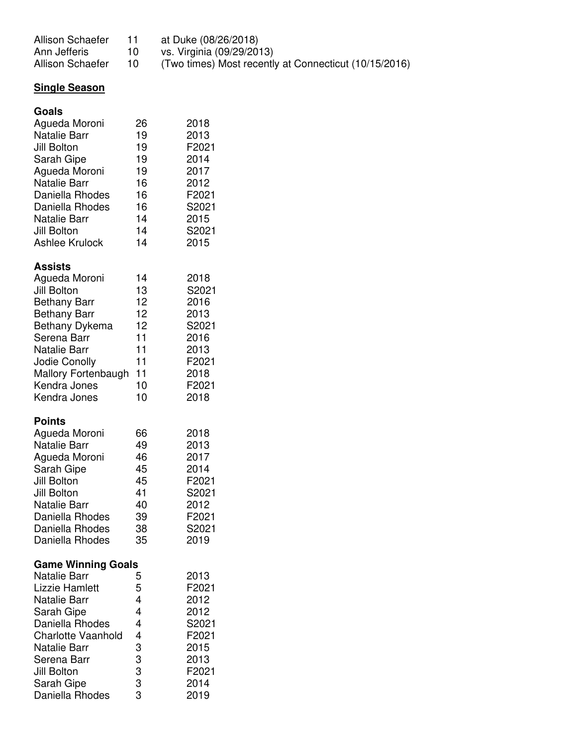| | | |
|---|---|---|
| Allison Schaefer | 11 | at Duke (08/26/2018) |
| Ann Jefferis | 10 | vs. Virginia (09/29/2013) |
| Allison Schaefer | 10 | (Two times) Most recently at Connecticut (10/15/2016) |

## Single Season

### Goals

| | | |
|---|---|---|
| Agueda Moroni | 26 | 2018 |
| Natalie Barr | 19 | 2013 |
| Jill Bolton | 19 | F2021 |
| Sarah Gipe | 19 | 2014 |
| Agueda Moroni | 19 | 2017 |
| Natalie Barr | 16 | 2012 |
| Daniella Rhodes | 16 | F2021 |
| Daniella Rhodes | 16 | S2021 |
| Natalie Barr | 14 | 2015 |
| Jill Bolton | 14 | S2021 |
| Ashlee Krulock | 14 | 2015 |

### Assists

| | | |
|---|---|---|
| Agueda Moroni | 14 | 2018 |
| Jill Bolton | 13 | S2021 |
| Bethany Barr | 12 | 2016 |
| Bethany Barr | 12 | 2013 |
| Bethany Dykema | 12 | S2021 |
| Serena Barr | 11 | 2016 |
| Natalie Barr | 11 | 2013 |
| Jodie Conolly | 11 | F2021 |
| Mallory Fortenbaugh | 11 | 2018 |
| Kendra Jones | 10 | F2021 |
| Kendra Jones | 10 | 2018 |

### Points

| | | |
|---|---|---|
| Agueda Moroni | 66 | 2018 |
| Natalie Barr | 49 | 2013 |
| Agueda Moroni | 46 | 2017 |
| Sarah Gipe | 45 | 2014 |
| Jill Bolton | 45 | F2021 |
| Jill Bolton | 41 | S2021 |
| Natalie Barr | 40 | 2012 |
| Daniella Rhodes | 39 | F2021 |
| Daniella Rhodes | 38 | S2021 |
| Daniella Rhodes | 35 | 2019 |

### Game Winning Goals

| | | |
|---|---|---|
| Natalie Barr | 5 | 2013 |
| Lizzie Hamlett | 5 | F2021 |
| Natalie Barr | 4 | 2012 |
| Sarah Gipe | 4 | 2012 |
| Daniella Rhodes | 4 | S2021 |
| Charlotte Vaanhold | 4 | F2021 |
| Natalie Barr | 3 | 2015 |
| Serena Barr | 3 | 2013 |
| Jill Bolton | 3 | F2021 |
| Sarah Gipe | 3 | 2014 |
| Daniella Rhodes | 3 | 2019 |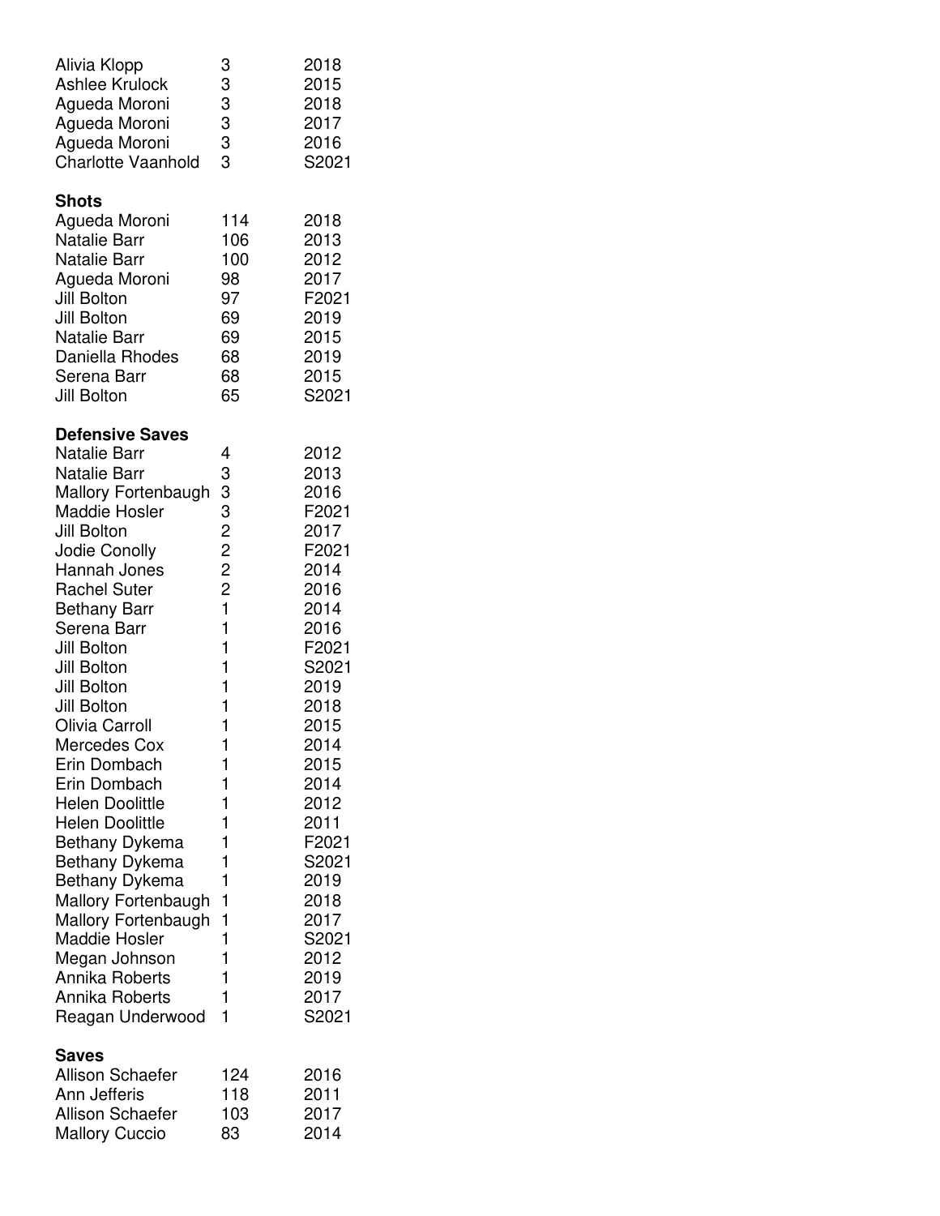| | | |
|---|---|---|
| Alivia Klopp | 3 | 2018 |
| Ashlee Krulock | 3 | 2015 |
| Agueda Moroni | 3 | 2018 |
| Agueda Moroni | 3 | 2017 |
| Agueda Moroni | 3 | 2016 |
| Charlotte Vaanhold | 3 | S2021 |

**Shots**

| | | |
|---|---|---|
| Agueda Moroni | 114 | 2018 |
| Natalie Barr | 106 | 2013 |
| Natalie Barr | 100 | 2012 |
| Agueda Moroni | 98 | 2017 |
| Jill Bolton | 97 | F2021 |
| Jill Bolton | 69 | 2019 |
| Natalie Barr | 69 | 2015 |
| Daniella Rhodes | 68 | 2019 |
| Serena Barr | 68 | 2015 |
| Jill Bolton | 65 | S2021 |

**Defensive Saves**

| | | |
|---|---|---|
| Natalie Barr | 4 | 2012 |
| Natalie Barr | 3 | 2013 |
| Mallory Fortenbaugh | 3 | 2016 |
| Maddie Hosler | 3 | F2021 |
| Jill Bolton | 2 | 2017 |
| Jodie Conolly | 2 | F2021 |
| Hannah Jones | 2 | 2014 |
| Rachel Suter | 2 | 2016 |
| Bethany Barr | 1 | 2014 |
| Serena Barr | 1 | 2016 |
| Jill Bolton | 1 | F2021 |
| Jill Bolton | 1 | S2021 |
| Jill Bolton | 1 | 2019 |
| Jill Bolton | 1 | 2018 |
| Olivia Carroll | 1 | 2015 |
| Mercedes Cox | 1 | 2014 |
| Erin Dombach | 1 | 2015 |
| Erin Dombach | 1 | 2014 |
| Helen Doolittle | 1 | 2012 |
| Helen Doolittle | 1 | 2011 |
| Bethany Dykema | 1 | F2021 |
| Bethany Dykema | 1 | S2021 |
| Bethany Dykema | 1 | 2019 |
| Mallory Fortenbaugh | 1 | 2018 |
| Mallory Fortenbaugh | 1 | 2017 |
| Maddie Hosler | 1 | S2021 |
| Megan Johnson | 1 | 2012 |
| Annika Roberts | 1 | 2019 |
| Annika Roberts | 1 | 2017 |
| Reagan Underwood | 1 | S2021 |

**Saves**

| | | |
|---|---|---|
| Allison Schaefer | 124 | 2016 |
| Ann Jefferis | 118 | 2011 |
| Allison Schaefer | 103 | 2017 |
| Mallory Cuccio | 83 | 2014 |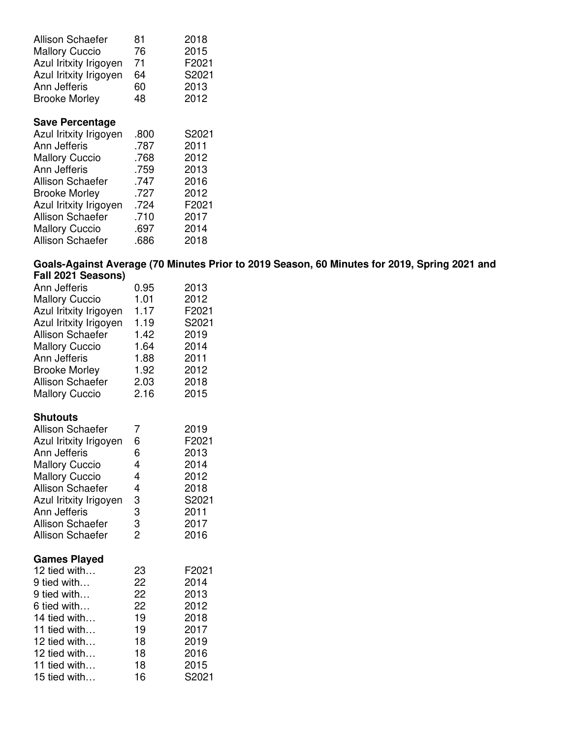| | | |
|---|---|---|
| Allison Schaefer | 81 | 2018 |
| Mallory Cuccio | 76 | 2015 |
| Azul Iritxity Irigoyen | 71 | F2021 |
| Azul Iritxity Irigoyen | 64 | S2021 |
| Ann Jefferis | 60 | 2013 |
| Brooke Morley | 48 | 2012 |

**Save Percentage**

| | | |
|---|---|---|
| Azul Iritxity Irigoyen | .800 | S2021 |
| Ann Jefferis | .787 | 2011 |
| Mallory Cuccio | .768 | 2012 |
| Ann Jefferis | .759 | 2013 |
| Allison Schaefer | .747 | 2016 |
| Brooke Morley | .727 | 2012 |
| Azul Iritxity Irigoyen | .724 | F2021 |
| Allison Schaefer | .710 | 2017 |
| Mallory Cuccio | .697 | 2014 |
| Allison Schaefer | .686 | 2018 |

**Goals-Against Average (70 Minutes Prior to 2019 Season, 60 Minutes for 2019, Spring 2021 and Fall 2021 Seasons)**

| | | |
|---|---|---|
| Ann Jefferis | 0.95 | 2013 |
| Mallory Cuccio | 1.01 | 2012 |
| Azul Iritxity Irigoyen | 1.17 | F2021 |
| Azul Iritxity Irigoyen | 1.19 | S2021 |
| Allison Schaefer | 1.42 | 2019 |
| Mallory Cuccio | 1.64 | 2014 |
| Ann Jefferis | 1.88 | 2011 |
| Brooke Morley | 1.92 | 2012 |
| Allison Schaefer | 2.03 | 2018 |
| Mallory Cuccio | 2.16 | 2015 |

**Shutouts**

| | | |
|---|---|---|
| Allison Schaefer | 7 | 2019 |
| Azul Iritxity Irigoyen | 6 | F2021 |
| Ann Jefferis | 6 | 2013 |
| Mallory Cuccio | 4 | 2014 |
| Mallory Cuccio | 4 | 2012 |
| Allison Schaefer | 4 | 2018 |
| Azul Iritxity Irigoyen | 3 | S2021 |
| Ann Jefferis | 3 | 2011 |
| Allison Schaefer | 3 | 2017 |
| Allison Schaefer | 2 | 2016 |

**Games Played**

| | | |
|---|---|---|
| 12 tied with… | 23 | F2021 |
| 9 tied with… | 22 | 2014 |
| 9 tied with… | 22 | 2013 |
| 6 tied with… | 22 | 2012 |
| 14 tied with… | 19 | 2018 |
| 11 tied with… | 19 | 2017 |
| 12 tied with… | 18 | 2019 |
| 12 tied with… | 18 | 2016 |
| 11 tied with… | 18 | 2015 |
| 15 tied with… | 16 | S2021 |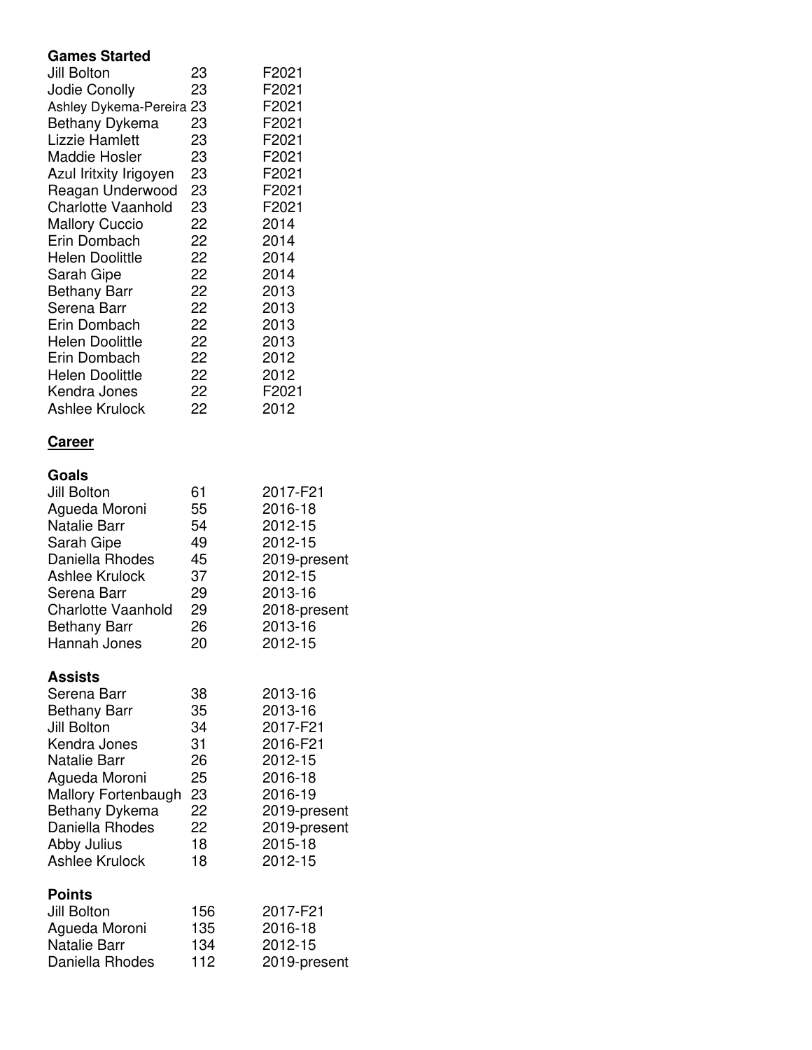### Games Started

| | | |
|---|---|---|
| Jill Bolton | 23 | F2021 |
| Jodie Conolly | 23 | F2021 |
| Ashley Dykema-Pereira | 23 | F2021 |
| Bethany Dykema | 23 | F2021 |
| Lizzie Hamlett | 23 | F2021 |
| Maddie Hosler | 23 | F2021 |
| Azul Iritxity Irigoyen | 23 | F2021 |
| Reagan Underwood | 23 | F2021 |
| Charlotte Vaanhold | 23 | F2021 |
| Mallory Cuccio | 22 | 2014 |
| Erin Dombach | 22 | 2014 |
| Helen Doolittle | 22 | 2014 |
| Sarah Gipe | 22 | 2014 |
| Bethany Barr | 22 | 2013 |
| Serena Barr | 22 | 2013 |
| Erin Dombach | 22 | 2013 |
| Helen Doolittle | 22 | 2013 |
| Erin Dombach | 22 | 2012 |
| Helen Doolittle | 22 | 2012 |
| Kendra Jones | 22 | F2021 |
| Ashlee Krulock | 22 | 2012 |

## Career

### Goals

| | | |
|---|---|---|
| Jill Bolton | 61 | 2017-F21 |
| Agueda Moroni | 55 | 2016-18 |
| Natalie Barr | 54 | 2012-15 |
| Sarah Gipe | 49 | 2012-15 |
| Daniella Rhodes | 45 | 2019-present |
| Ashlee Krulock | 37 | 2012-15 |
| Serena Barr | 29 | 2013-16 |
| Charlotte Vaanhold | 29 | 2018-present |
| Bethany Barr | 26 | 2013-16 |
| Hannah Jones | 20 | 2012-15 |

### Assists

| | | |
|---|---|---|
| Serena Barr | 38 | 2013-16 |
| Bethany Barr | 35 | 2013-16 |
| Jill Bolton | 34 | 2017-F21 |
| Kendra Jones | 31 | 2016-F21 |
| Natalie Barr | 26 | 2012-15 |
| Agueda Moroni | 25 | 2016-18 |
| Mallory Fortenbaugh | 23 | 2016-19 |
| Bethany Dykema | 22 | 2019-present |
| Daniella Rhodes | 22 | 2019-present |
| Abby Julius | 18 | 2015-18 |
| Ashlee Krulock | 18 | 2012-15 |

### Points

| | | |
|---|---|---|
| Jill Bolton | 156 | 2017-F21 |
| Agueda Moroni | 135 | 2016-18 |
| Natalie Barr | 134 | 2012-15 |
| Daniella Rhodes | 112 | 2019-present |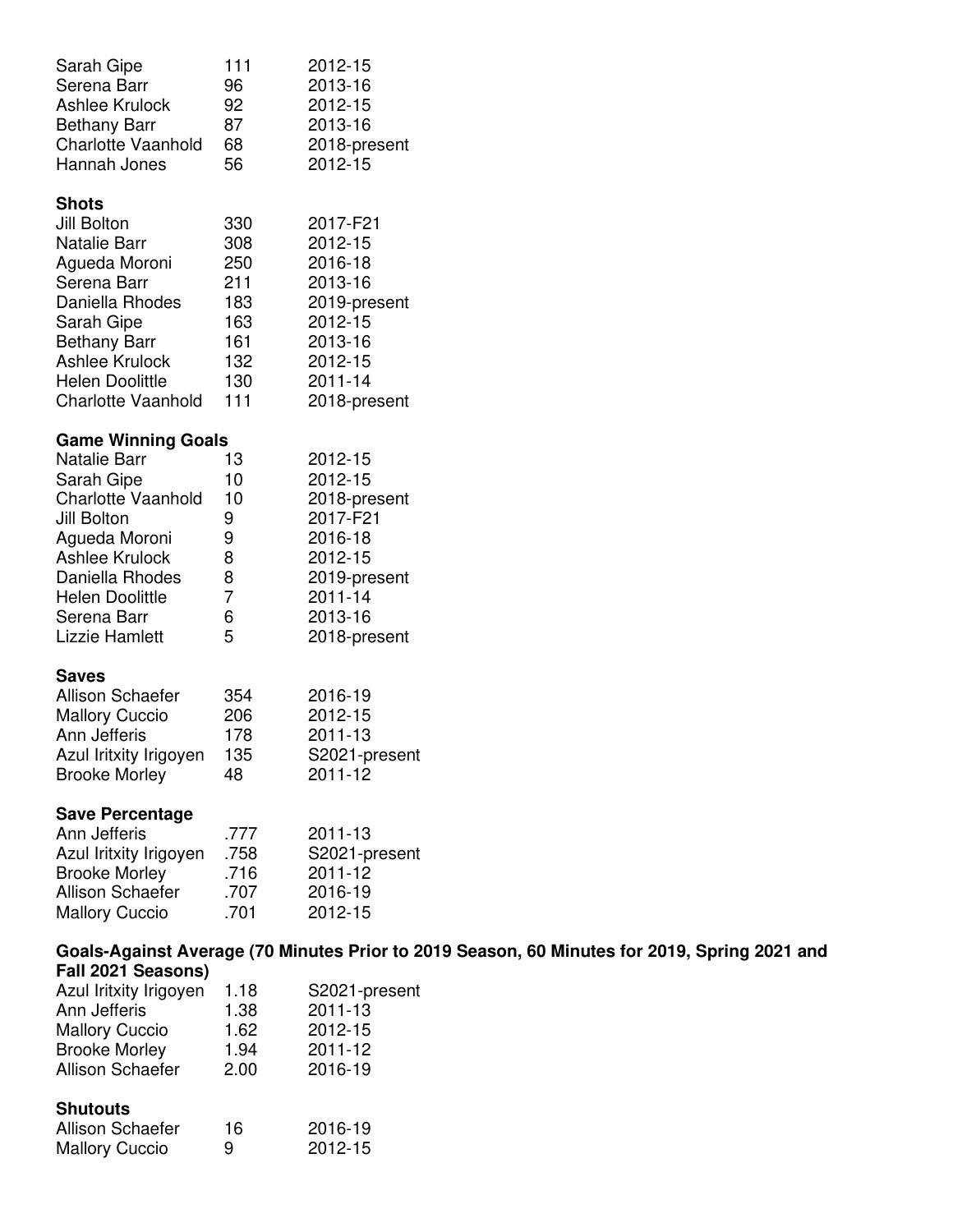| | | |
|---|---|---|
| Sarah Gipe | 111 | 2012-15 |
| Serena Barr | 96 | 2013-16 |
| Ashlee Krulock | 92 | 2012-15 |
| Bethany Barr | 87 | 2013-16 |
| Charlotte Vaanhold | 68 | 2018-present |
| Hannah Jones | 56 | 2012-15 |

**Shots**

| | | |
|---|---|---|
| Jill Bolton | 330 | 2017-F21 |
| Natalie Barr | 308 | 2012-15 |
| Agueda Moroni | 250 | 2016-18 |
| Serena Barr | 211 | 2013-16 |
| Daniella Rhodes | 183 | 2019-present |
| Sarah Gipe | 163 | 2012-15 |
| Bethany Barr | 161 | 2013-16 |
| Ashlee Krulock | 132 | 2012-15 |
| Helen Doolittle | 130 | 2011-14 |
| Charlotte Vaanhold | 111 | 2018-present |

**Game Winning Goals**

| | | |
|---|---|---|
| Natalie Barr | 13 | 2012-15 |
| Sarah Gipe | 10 | 2012-15 |
| Charlotte Vaanhold | 10 | 2018-present |
| Jill Bolton | 9 | 2017-F21 |
| Agueda Moroni | 9 | 2016-18 |
| Ashlee Krulock | 8 | 2012-15 |
| Daniella Rhodes | 8 | 2019-present |
| Helen Doolittle | 7 | 2011-14 |
| Serena Barr | 6 | 2013-16 |
| Lizzie Hamlett | 5 | 2018-present |

**Saves**

| | | |
|---|---|---|
| Allison Schaefer | 354 | 2016-19 |
| Mallory Cuccio | 206 | 2012-15 |
| Ann Jefferis | 178 | 2011-13 |
| Azul Iritxity Irigoyen | 135 | S2021-present |
| Brooke Morley | 48 | 2011-12 |

**Save Percentage**

| | | |
|---|---|---|
| Ann Jefferis | .777 | 2011-13 |
| Azul Iritxity Irigoyen | .758 | S2021-present |
| Brooke Morley | .716 | 2011-12 |
| Allison Schaefer | .707 | 2016-19 |
| Mallory Cuccio | .701 | 2012-15 |

**Goals-Against Average (70 Minutes Prior to 2019 Season, 60 Minutes for 2019, Spring 2021 and Fall 2021 Seasons)**

| | | |
|---|---|---|
| Azul Iritxity Irigoyen | 1.18 | S2021-present |
| Ann Jefferis | 1.38 | 2011-13 |
| Mallory Cuccio | 1.62 | 2012-15 |
| Brooke Morley | 1.94 | 2011-12 |
| Allison Schaefer | 2.00 | 2016-19 |

**Shutouts**

| | | |
|---|---|---|
| Allison Schaefer | 16 | 2016-19 |
| Mallory Cuccio | 9 | 2012-15 |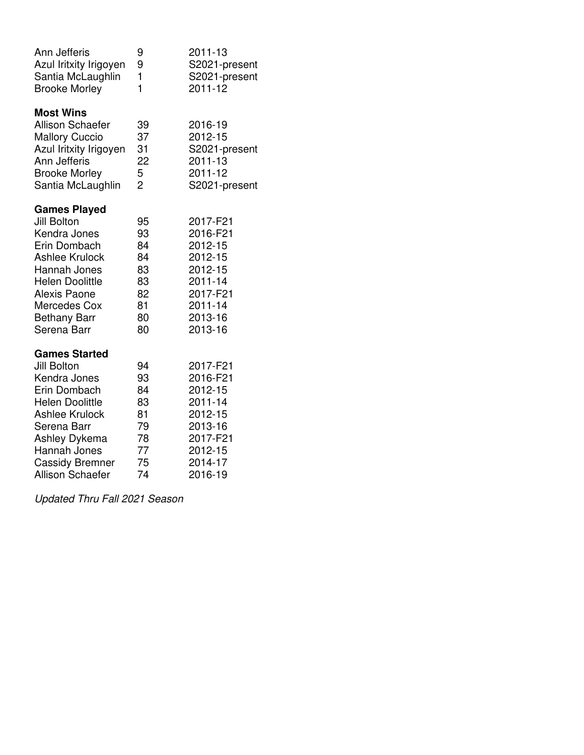| | | |
|---|---|---|
| Ann Jefferis | 9 | 2011-13 |
| Azul Iritxity Irigoyen | 9 | S2021-present |
| Santia McLaughlin | 1 | S2021-present |
| Brooke Morley | 1 | 2011-12 |

**Most Wins**

| | | |
|---|---|---|
| Allison Schaefer | 39 | 2016-19 |
| Mallory Cuccio | 37 | 2012-15 |
| Azul Iritxity Irigoyen | 31 | S2021-present |
| Ann Jefferis | 22 | 2011-13 |
| Brooke Morley | 5 | 2011-12 |
| Santia McLaughlin | 2 | S2021-present |

**Games Played**

| | | |
|---|---|---|
| Jill Bolton | 95 | 2017-F21 |
| Kendra Jones | 93 | 2016-F21 |
| Erin Dombach | 84 | 2012-15 |
| Ashlee Krulock | 84 | 2012-15 |
| Hannah Jones | 83 | 2012-15 |
| Helen Doolittle | 83 | 2011-14 |
| Alexis Paone | 82 | 2017-F21 |
| Mercedes Cox | 81 | 2011-14 |
| Bethany Barr | 80 | 2013-16 |
| Serena Barr | 80 | 2013-16 |

**Games Started**

| | | |
|---|---|---|
| Jill Bolton | 94 | 2017-F21 |
| Kendra Jones | 93 | 2016-F21 |
| Erin Dombach | 84 | 2012-15 |
| Helen Doolittle | 83 | 2011-14 |
| Ashlee Krulock | 81 | 2012-15 |
| Serena Barr | 79 | 2013-16 |
| Ashley Dykema | 78 | 2017-F21 |
| Hannah Jones | 77 | 2012-15 |
| Cassidy Bremner | 75 | 2014-17 |
| Allison Schaefer | 74 | 2016-19 |

*Updated Thru Fall 2021 Season*